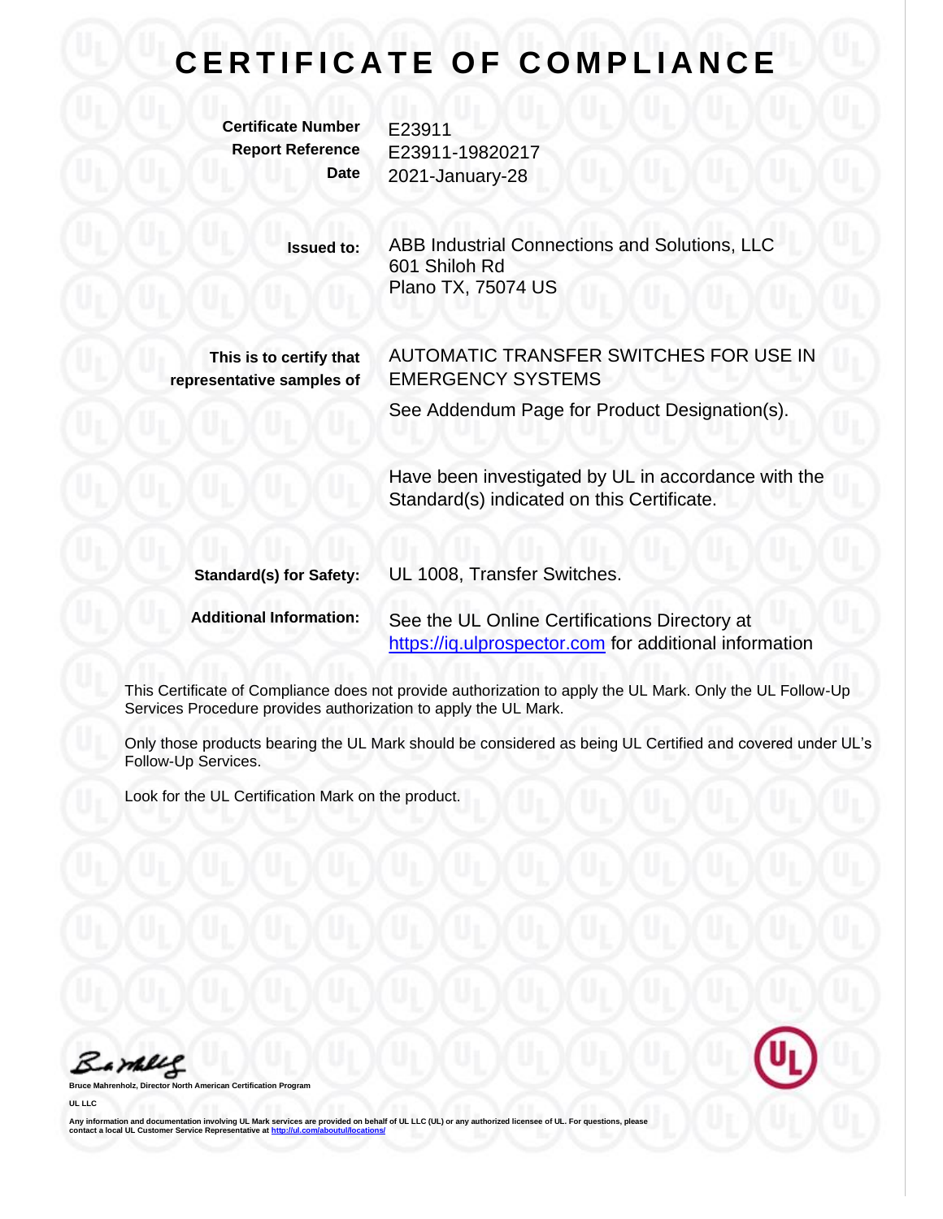# CERTIFICATE OF COMPLIANCE

**Certificate Number** E23911
**Report Reference** E23911-19820217
**Date** 2021-January-28

**Issued to:** ABB Industrial Connections and Solutions, LLC
601 Shiloh Rd
Plano TX, 75074 US

**This is to certify that representative samples of** AUTOMATIC TRANSFER SWITCHES FOR USE IN EMERGENCY SYSTEMS

See Addendum Page for Product Designation(s).

Have been investigated by UL in accordance with the Standard(s) indicated on this Certificate.

**Standard(s) for Safety:** UL 1008, Transfer Switches.

**Additional Information:** See the UL Online Certifications Directory at https://iq.ulprospector.com for additional information

This Certificate of Compliance does not provide authorization to apply the UL Mark. Only the UL Follow-Up Services Procedure provides authorization to apply the UL Mark.

Only those products bearing the UL Mark should be considered as being UL Certified and covered under UL's Follow-Up Services.

Look for the UL Certification Mark on the product.

**Bruce Mahrenholz, Director North American Certification Program**

**UL LLC**

**Any information and documentation involving UL Mark services are provided on behalf of UL LLC (UL) or any authorized licensee of UL. For questions, please contact a local UL Customer Service Representative at http://ul.com/aboutul/locations/**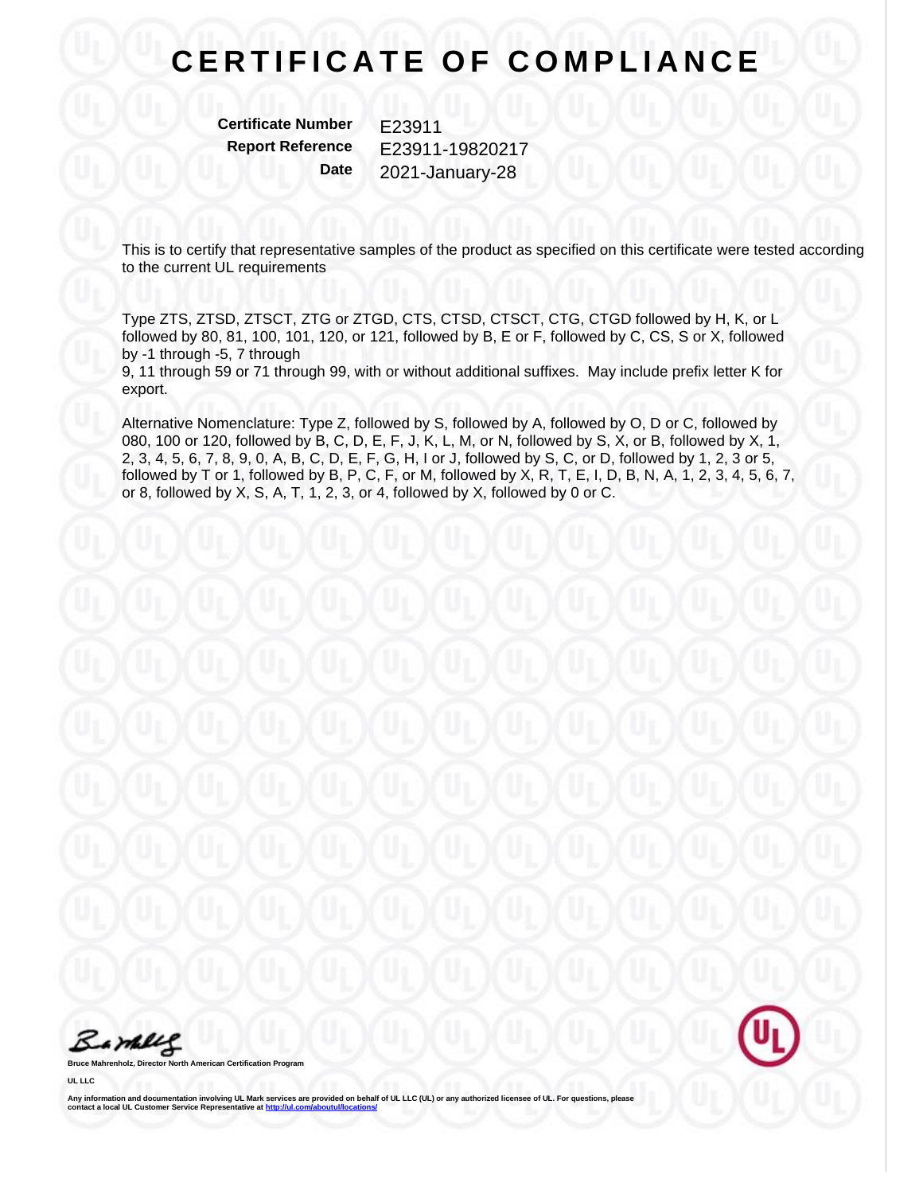# CERTIFICATE OF COMPLIANCE

**Certificate Number** E23911
**Report Reference** E23911-19820217
**Date** 2021-January-28

This is to certify that representative samples of the product as specified on this certificate were tested according to the current UL requirements

Type ZTS, ZTSD, ZTSCT, ZTG or ZTGD, CTS, CTSD, CTSCT, CTG, CTGD followed by H, K, or L followed by 80, 81, 100, 101, 120, or 121, followed by B, E or F, followed by C, CS, S or X, followed by -1 through -5, 7 through
9, 11 through 59 or 71 through 99, with or without additional suffixes. May include prefix letter K for export.

Alternative Nomenclature: Type Z, followed by S, followed by A, followed by O, D or C, followed by 080, 100 or 120, followed by B, C, D, E, F, J, K, L, M, or N, followed by S, X, or B, followed by X, 1, 2, 3, 4, 5, 6, 7, 8, 9, 0, A, B, C, D, E, F, G, H, I or J, followed by S, C, or D, followed by 1, 2, 3 or 5, followed by T or 1, followed by B, P, C, F, or M, followed by X, R, T, E, I, D, B, N, A, 1, 2, 3, 4, 5, 6, 7, or 8, followed by X, S, A, T, 1, 2, 3, or 4, followed by X, followed by 0 or C.

**Bruce Mahrenholz, Director North American Certification Program**

**UL LLC**

**Any information and documentation involving UL Mark services are provided on behalf of UL LLC (UL) or any authorized licensee of UL. For questions, please contact a local UL Customer Service Representative at http://ul.com/aboutul/locations/**